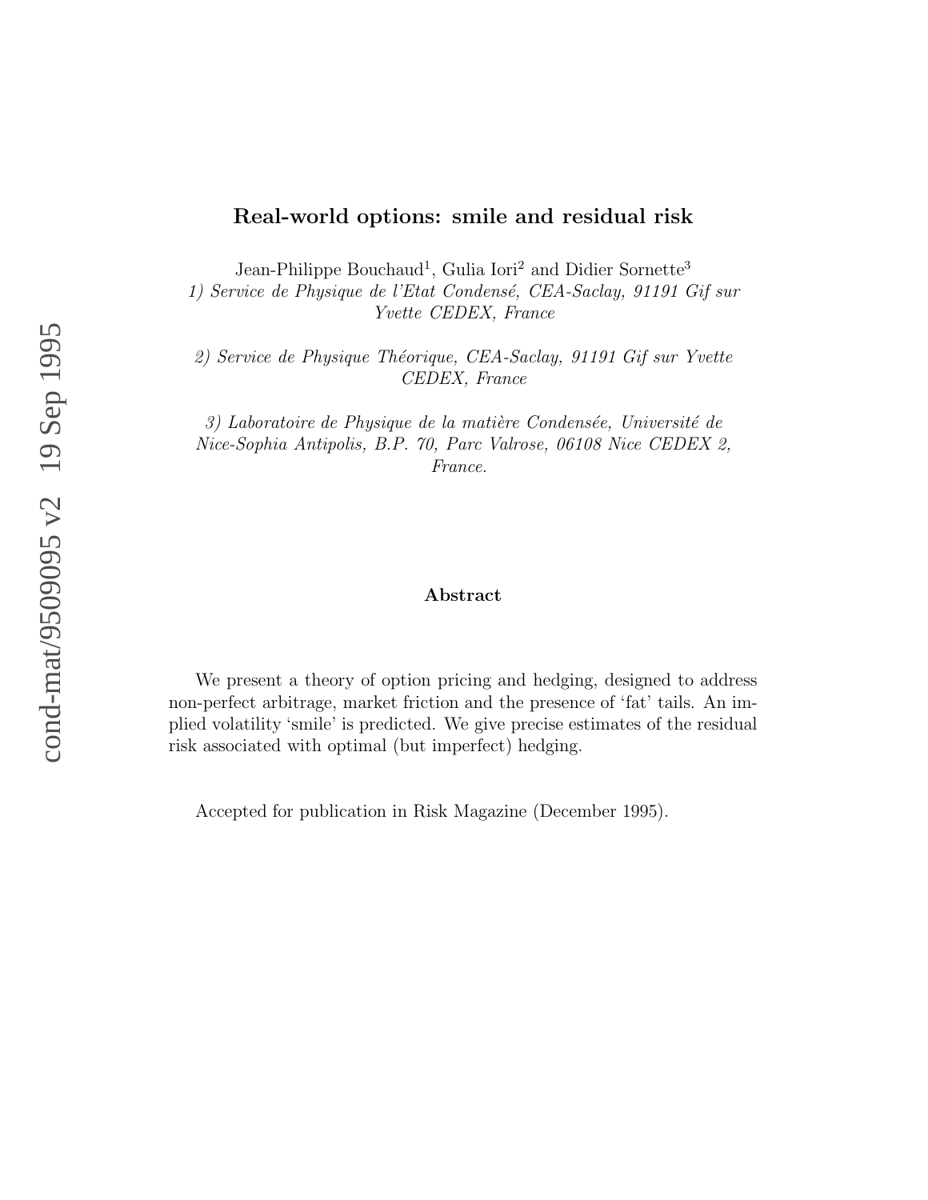# Real-world options: smile and residual risk

Jean-Philippe Bouchaud[1], Gulia Iori[2] and Didier Sornette[3]

1) *Service de Physique de l'Etat Condensé, CEA-Saclay, 91191 Gif sur Yvette CEDEX, France*

2) *Service de Physique Théorique, CEA-Saclay, 91191 Gif sur Yvette CEDEX, France*

3) *Laboratoire de Physique de la matière Condensée, Université de Nice-Sophia Antipolis, B.P. 70, Parc Valrose, 06108 Nice CEDEX 2, France.*

## Abstract

We present a theory of option pricing and hedging, designed to address non-perfect arbitrage, market friction and the presence of 'fat' tails. An implied volatility 'smile' is predicted. We give precise estimates of the residual risk associated with optimal (but imperfect) hedging.

Accepted for publication in Risk Magazine (December 1995).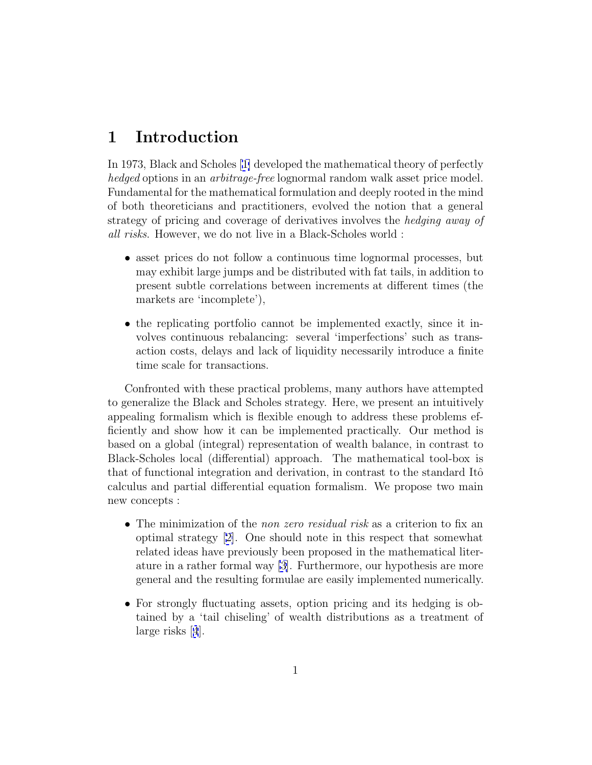# 1 Introduction

In 1973, Black and Scholes [1] developed the mathematical theory of perfectly *hedged* options in an *arbitrage-free* lognormal random walk asset price model. Fundamental for the mathematical formulation and deeply rooted in the mind of both theoreticians and practitioners, evolved the notion that a general strategy of pricing and coverage of derivatives involves the *hedging away of all risks*. However, we do not live in a Black-Scholes world :

- asset prices do not follow a continuous time lognormal processes, but may exhibit large jumps and be distributed with fat tails, in addition to present subtle correlations between increments at different times (the markets are 'incomplete'),
- the replicating portfolio cannot be implemented exactly, since it involves continuous rebalancing: several 'imperfections' such as transaction costs, delays and lack of liquidity necessarily introduce a finite time scale for transactions.

Confronted with these practical problems, many authors have attempted to generalize the Black and Scholes strategy. Here, we present an intuitively appealing formalism which is flexible enough to address these problems efficiently and show how it can be implemented practically. Our method is based on a global (integral) representation of wealth balance, in contrast to Black-Scholes local (differential) approach. The mathematical tool-box is that of functional integration and derivation, in contrast to the standard Itô calculus and partial differential equation formalism. We propose two main new concepts :

- The minimization of the *non zero residual risk* as a criterion to fix an optimal strategy [2]. One should note in this respect that somewhat related ideas have previously been proposed in the mathematical literature in a rather formal way [3]. Furthermore, our hypothesis are more general and the resulting formulae are easily implemented numerically.
- For strongly fluctuating assets, option pricing and its hedging is obtained by a 'tail chiseling' of wealth distributions as a treatment of large risks [4].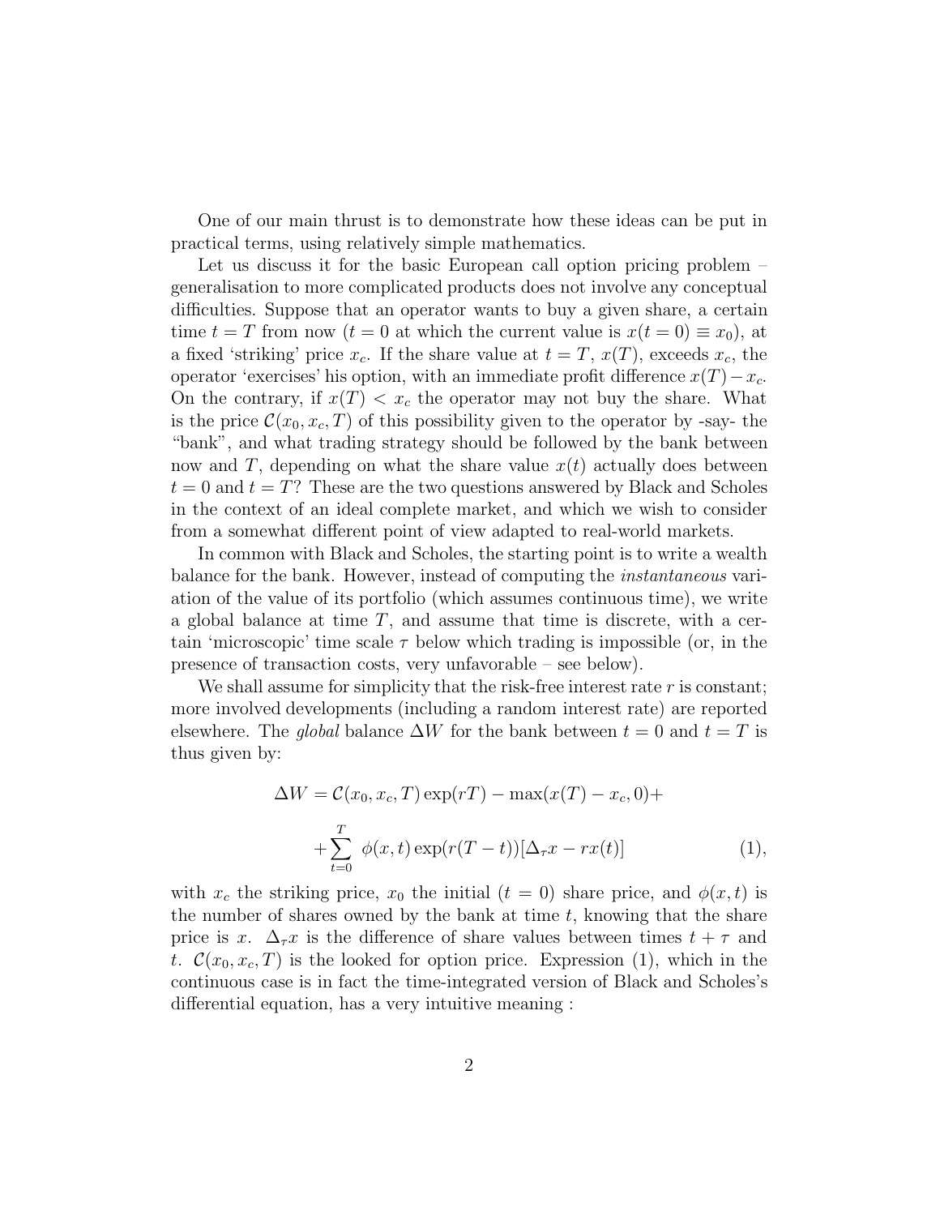One of our main thrust is to demonstrate how these ideas can be put in practical terms, using relatively simple mathematics.

Let us discuss it for the basic European call option pricing problem – generalisation to more complicated products does not involve any conceptual difficulties. Suppose that an operator wants to buy a given share, a certain time $t = T$ from now ($t = 0$ at which the current value is $x(t = 0) \equiv x_0$), at a fixed 'striking' price $x_c$. If the share value at $t = T$, $x(T)$, exceeds $x_c$, the operator 'exercises' his option, with an immediate profit difference $x(T) - x_c$. On the contrary, if $x(T) < x_c$ the operator may not buy the share. What is the price $\mathcal{C}(x_0, x_c, T)$ of this possibility given to the operator by -say- the "bank", and what trading strategy should be followed by the bank between now and $T$, depending on what the share value $x(t)$ actually does between $t = 0$ and $t = T$? These are the two questions answered by Black and Scholes in the context of an ideal complete market, and which we wish to consider from a somewhat different point of view adapted to real-world markets.

In common with Black and Scholes, the starting point is to write a wealth balance for the bank. However, instead of computing the *instantaneous* variation of the value of its portfolio (which assumes continuous time), we write a global balance at time $T$, and assume that time is discrete, with a certain 'microscopic' time scale $\tau$ below which trading is impossible (or, in the presence of transaction costs, very unfavorable – see below).

We shall assume for simplicity that the risk-free interest rate $r$ is constant; more involved developments (including a random interest rate) are reported elsewhere. The *global* balance $\Delta W$ for the bank between $t = 0$ and $t = T$ is thus given by:

$$\Delta W = \mathcal{C}(x_0, x_c, T)\exp(rT) - \max(x(T) - x_c, 0) +$$

$$+ \sum_{t=0}^{T} \phi(x,t)\exp(r(T-t))[\Delta_\tau x - r x(t)] \qquad (1),$$

with $x_c$ the striking price, $x_0$ the initial ($t = 0$) share price, and $\phi(x,t)$ is the number of shares owned by the bank at time $t$, knowing that the share price is $x$. $\Delta_\tau x$ is the difference of share values between times $t + \tau$ and $t$. $\mathcal{C}(x_0, x_c, T)$ is the looked for option price. Expression (1), which in the continuous case is in fact the time-integrated version of Black and Scholes's differential equation, has a very intuitive meaning :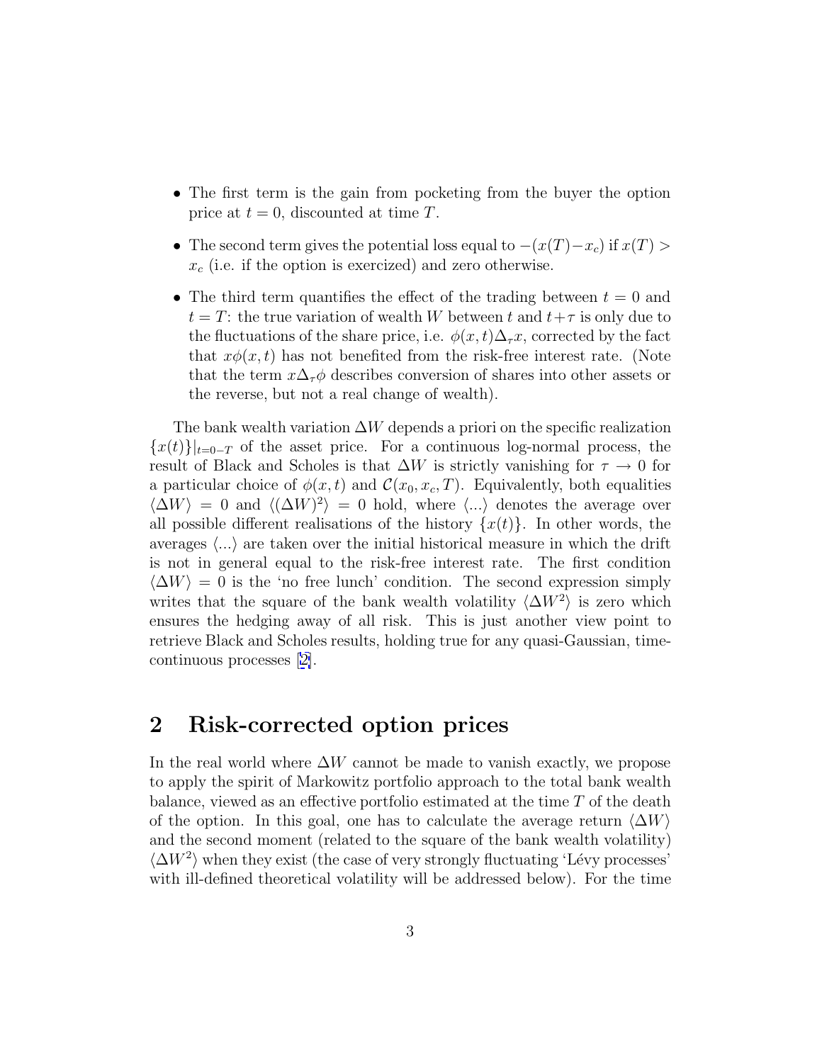- The first term is the gain from pocketing from the buyer the option price at $t = 0$, discounted at time $T$.
- The second term gives the potential loss equal to $-(x(T) - x_c)$ if $x(T) > x_c$ (i.e. if the option is exercized) and zero otherwise.
- The third term quantifies the effect of the trading between $t = 0$ and $t = T$: the true variation of wealth $W$ between $t$ and $t + \tau$ is only due to the fluctuations of the share price, i.e. $\phi(x,t)\Delta_\tau x$, corrected by the fact that $x\phi(x,t)$ has not benefited from the risk-free interest rate. (Note that the term $x\Delta_\tau\phi$ describes conversion of shares into other assets or the reverse, but not a real change of wealth).

The bank wealth variation $\Delta W$ depends a priori on the specific realization $\{x(t)\}|_{t=0-T}$ of the asset price. For a continuous log-normal process, the result of Black and Scholes is that $\Delta W$ is strictly vanishing for $\tau \to 0$ for a particular choice of $\phi(x,t)$ and $\mathcal{C}(x_0, x_c, T)$. Equivalently, both equalities $\langle \Delta W \rangle = 0$ and $\langle (\Delta W)^2 \rangle = 0$ hold, where $\langle ... \rangle$ denotes the average over all possible different realisations of the history $\{x(t)\}$. In other words, the averages $\langle ... \rangle$ are taken over the initial historical measure in which the drift is not in general equal to the risk-free interest rate. The first condition $\langle \Delta W \rangle = 0$ is the 'no free lunch' condition. The second expression simply writes that the square of the bank wealth volatility $\langle \Delta W^2 \rangle$ is zero which ensures the hedging away of all risk. This is just another view point to retrieve Black and Scholes results, holding true for any quasi-Gaussian, time-continuous processes [2].

## 2 Risk-corrected option prices

In the real world where $\Delta W$ cannot be made to vanish exactly, we propose to apply the spirit of Markowitz portfolio approach to the total bank wealth balance, viewed as an effective portfolio estimated at the time $T$ of the death of the option. In this goal, one has to calculate the average return $\langle \Delta W \rangle$ and the second moment (related to the square of the bank wealth volatility) $\langle \Delta W^2 \rangle$ when they exist (the case of very strongly fluctuating 'Lévy processes' with ill-defined theoretical volatility will be addressed below). For the time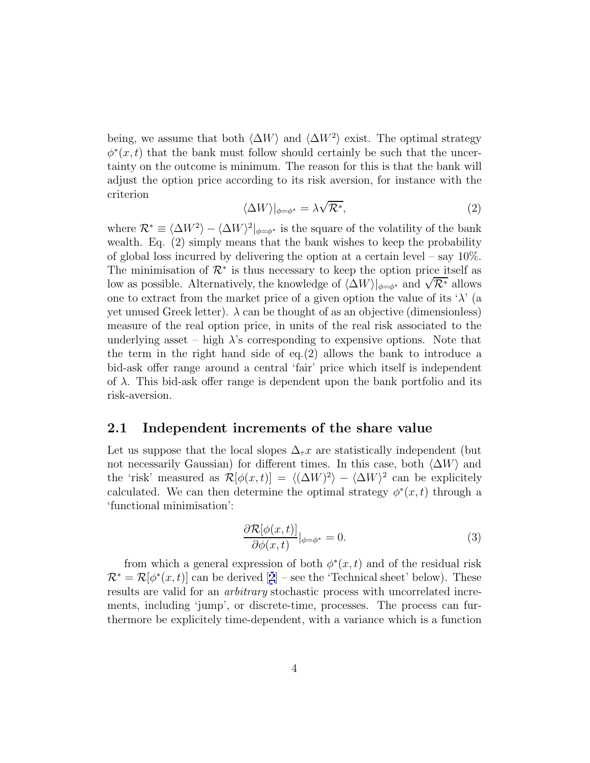being, we assume that both $\langle \Delta W \rangle$ and $\langle \Delta W^2 \rangle$ exist. The optimal strategy $\phi^*(x,t)$ that the bank must follow should certainly be such that the uncertainty on the outcome is minimum. The reason for this is that the bank will adjust the option price according to its risk aversion, for instance with the criterion

$$\langle \Delta W \rangle|_{\phi=\phi^*} = \lambda \sqrt{\mathcal{R}^*}, \tag{2}$$

where $\mathcal{R}^* \equiv \langle \Delta W^2 \rangle - \langle \Delta W \rangle^2|_{\phi=\phi^*}$ is the square of the volatility of the bank wealth. Eq. (2) simply means that the bank wishes to keep the probability of global loss incurred by delivering the option at a certain level – say 10%. The minimisation of $\mathcal{R}^*$ is thus necessary to keep the option price itself as low as possible. Alternatively, the knowledge of $\langle \Delta W \rangle|_{\phi=\phi^*}$ and $\sqrt{\mathcal{R}^*}$ allows one to extract from the market price of a given option the value of its '$\lambda$' (a yet unused Greek letter). $\lambda$ can be thought of as an objective (dimensionless) measure of the real option price, in units of the real risk associated to the underlying asset – high $\lambda$'s corresponding to expensive options. Note that the term in the right hand side of eq.(2) allows the bank to introduce a bid-ask offer range around a central 'fair' price which itself is independent of $\lambda$. This bid-ask offer range is dependent upon the bank portfolio and its risk-aversion.

## 2.1 Independent increments of the share value

Let us suppose that the local slopes $\Delta_\tau x$ are statistically independent (but not necessarily Gaussian) for different times. In this case, both $\langle \Delta W \rangle$ and the 'risk' measured as $\mathcal{R}[\phi(x,t)] = \langle (\Delta W)^2 \rangle - \langle \Delta W \rangle^2$ can be explicitely calculated. We can then determine the optimal strategy $\phi^*(x,t)$ through a 'functional minimisation':

$$\frac{\partial \mathcal{R}[\phi(x,t)]}{\partial \phi(x,t)}|_{\phi=\phi^*} = 0. \tag{3}$$

from which a general expression of both $\phi^*(x,t)$ and of the residual risk $\mathcal{R}^* = \mathcal{R}[\phi^*(x,t)]$ can be derived [2] – see the 'Technical sheet' below). These results are valid for an *arbitrary* stochastic process with uncorrelated increments, including 'jump', or discrete-time, processes. The process can furthermore be explicitely time-dependent, with a variance which is a function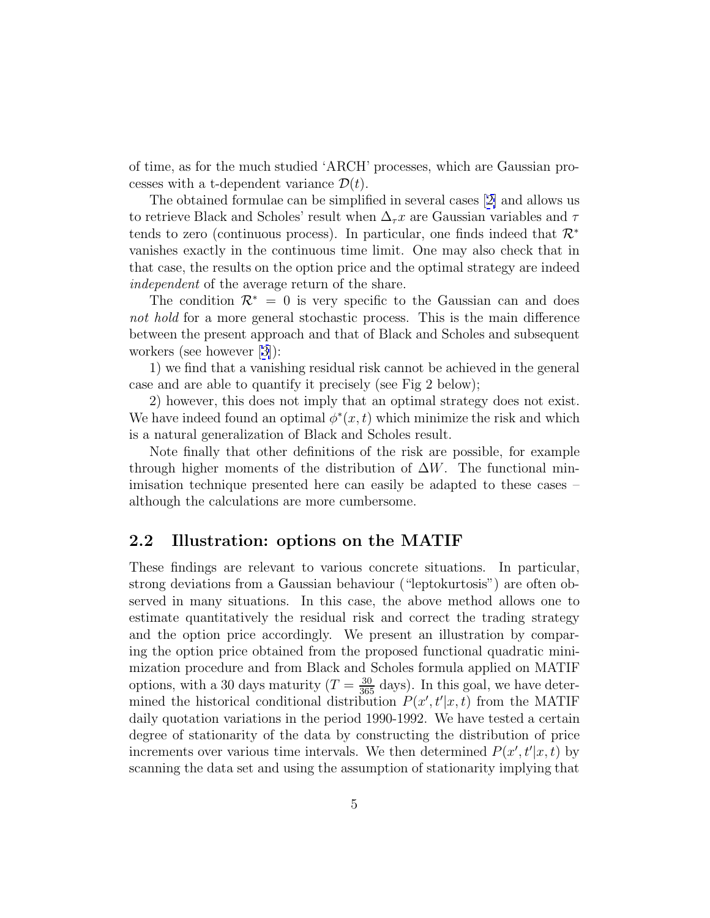of time, as for the much studied 'ARCH' processes, which are Gaussian processes with a t-dependent variance $\mathcal{D}(t)$.

The obtained formulae can be simplified in several cases [2] and allows us to retrieve Black and Scholes' result when $\Delta_\tau x$ are Gaussian variables and $\tau$ tends to zero (continuous process). In particular, one finds indeed that $\mathcal{R}^*$ vanishes exactly in the continuous time limit. One may also check that in that case, the results on the option price and the optimal strategy are indeed *independent* of the average return of the share.

The condition $\mathcal{R}^* = 0$ is very specific to the Gaussian can and does *not hold* for a more general stochastic process. This is the main difference between the present approach and that of Black and Scholes and subsequent workers (see however [3]):

1) we find that a vanishing residual risk cannot be achieved in the general case and are able to quantify it precisely (see Fig 2 below);

2) however, this does not imply that an optimal strategy does not exist. We have indeed found an optimal $\phi^*(x,t)$ which minimize the risk and which is a natural generalization of Black and Scholes result.

Note finally that other definitions of the risk are possible, for example through higher moments of the distribution of $\Delta W$. The functional minimisation technique presented here can easily be adapted to these cases – although the calculations are more cumbersome.

## 2.2 Illustration: options on the MATIF

These findings are relevant to various concrete situations. In particular, strong deviations from a Gaussian behaviour ("leptokurtosis") are often observed in many situations. In this case, the above method allows one to estimate quantitatively the residual risk and correct the trading strategy and the option price accordingly. We present an illustration by comparing the option price obtained from the proposed functional quadratic minimization procedure and from Black and Scholes formula applied on MATIF options, with a 30 days maturity ($T = \frac{30}{365}$ days). In this goal, we have determined the historical conditional distribution $P(x', t'|x, t)$ from the MATIF daily quotation variations in the period 1990-1992. We have tested a certain degree of stationarity of the data by constructing the distribution of price increments over various time intervals. We then determined $P(x', t'|x, t)$ by scanning the data set and using the assumption of stationarity implying that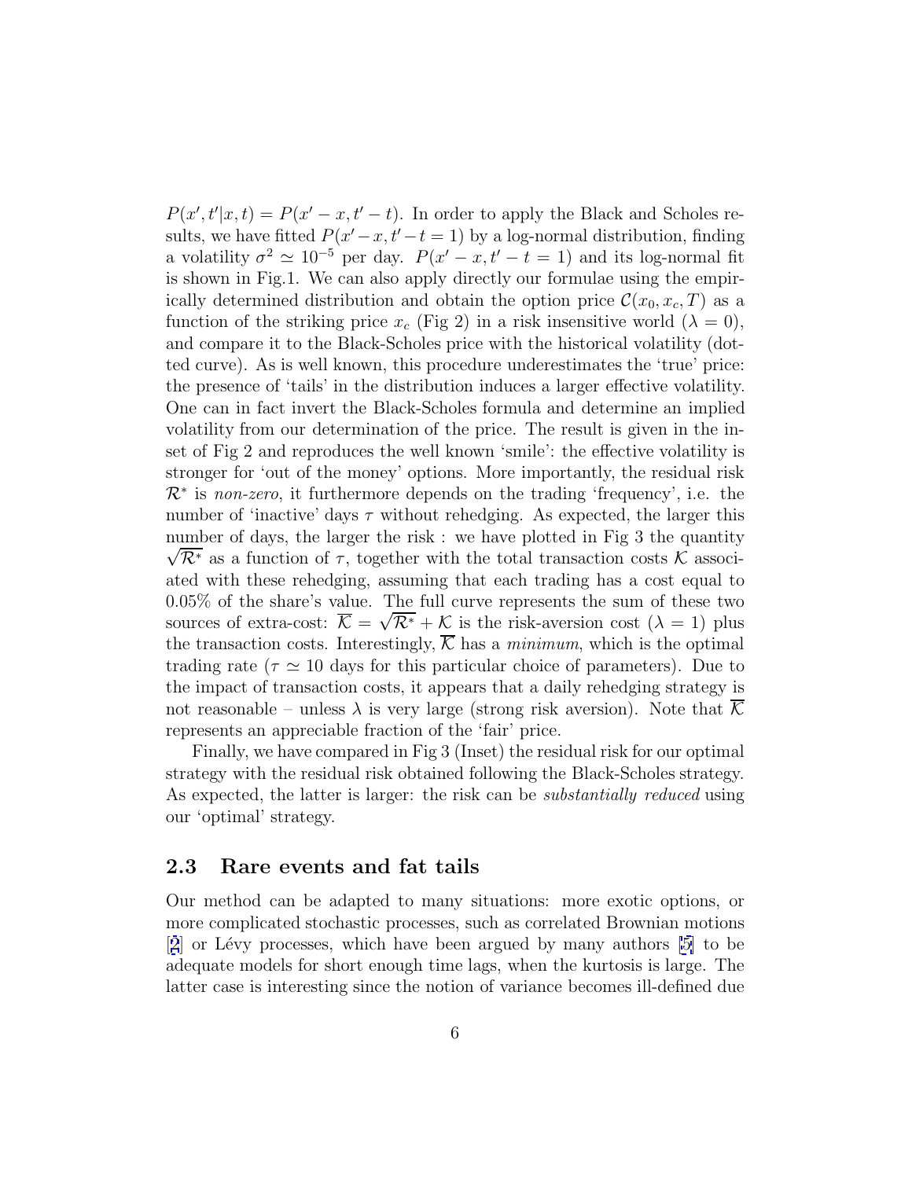$P(x', t'|x, t) = P(x' - x, t' - t)$. In order to apply the Black and Scholes results, we have fitted $P(x' - x, t' - t = 1)$ by a log-normal distribution, finding a volatility $\sigma^2 \simeq 10^{-5}$ per day. $P(x' - x, t' - t = 1)$ and its log-normal fit is shown in Fig.1. We can also apply directly our formulae using the empirically determined distribution and obtain the option price $\mathcal{C}(x_0, x_c, T)$ as a function of the striking price $x_c$ (Fig 2) in a risk insensitive world ($\lambda = 0$), and compare it to the Black-Scholes price with the historical volatility (dotted curve). As is well known, this procedure underestimates the 'true' price: the presence of 'tails' in the distribution induces a larger effective volatility. One can in fact invert the Black-Scholes formula and determine an implied volatility from our determination of the price. The result is given in the inset of Fig 2 and reproduces the well known 'smile': the effective volatility is stronger for 'out of the money' options. More importantly, the residual risk $\mathcal{R}^*$ is *non-zero*, it furthermore depends on the trading 'frequency', i.e. the number of 'inactive' days $\tau$ without rehedging. As expected, the larger this number of days, the larger the risk : we have plotted in Fig 3 the quantity $\sqrt{\mathcal{R}^*}$ as a function of $\tau$, together with the total transaction costs $\mathcal{K}$ associated with these rehedging, assuming that each trading has a cost equal to 0.05% of the share's value. The full curve represents the sum of these two sources of extra-cost: $\overline{\mathcal{K}} = \sqrt{\mathcal{R}^*} + \mathcal{K}$ is the risk-aversion cost ($\lambda = 1$) plus the transaction costs. Interestingly, $\overline{\mathcal{K}}$ has a *minimum*, which is the optimal trading rate ($\tau \simeq 10$ days for this particular choice of parameters). Due to the impact of transaction costs, it appears that a daily rehedging strategy is not reasonable – unless $\lambda$ is very large (strong risk aversion). Note that $\overline{\mathcal{K}}$ represents an appreciable fraction of the 'fair' price.

Finally, we have compared in Fig 3 (Inset) the residual risk for our optimal strategy with the residual risk obtained following the Black-Scholes strategy. As expected, the latter is larger: the risk can be *substantially reduced* using our 'optimal' strategy.

### 2.3 Rare events and fat tails

Our method can be adapted to many situations: more exotic options, or more complicated stochastic processes, such as correlated Brownian motions [2] or Lévy processes, which have been argued by many authors [5] to be adequate models for short enough time lags, when the kurtosis is large. The latter case is interesting since the notion of variance becomes ill-defined due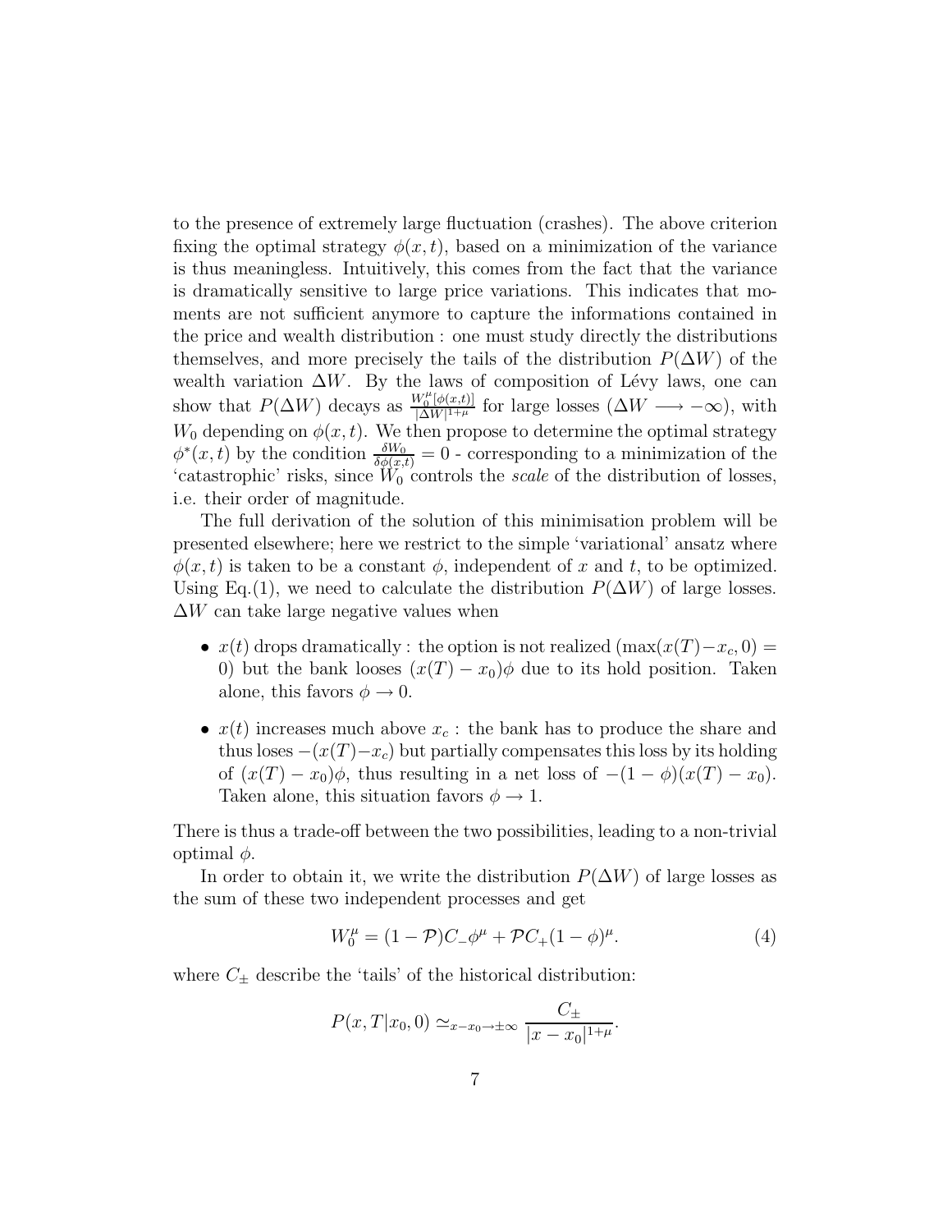to the presence of extremely large fluctuation (crashes). The above criterion fixing the optimal strategy $\phi(x,t)$, based on a minimization of the variance is thus meaningless. Intuitively, this comes from the fact that the variance is dramatically sensitive to large price variations. This indicates that moments are not sufficient anymore to capture the informations contained in the price and wealth distribution : one must study directly the distributions themselves, and more precisely the tails of the distribution $P(\Delta W)$ of the wealth variation $\Delta W$. By the laws of composition of Lévy laws, one can show that $P(\Delta W)$ decays as $\frac{W_0^\mu[\phi(x,t)]}{|\Delta W|^{1+\mu}}$ for large losses ($\Delta W \longrightarrow -\infty$), with $W_0$ depending on $\phi(x,t)$. We then propose to determine the optimal strategy $\phi^*(x,t)$ by the condition $\frac{\delta W_0}{\delta \phi(x,t)} = 0$ - corresponding to a minimization of the 'catastrophic' risks, since $W_0$ controls the *scale* of the distribution of losses, i.e. their order of magnitude.

The full derivation of the solution of this minimisation problem will be presented elsewhere; here we restrict to the simple 'variational' ansatz where $\phi(x,t)$ is taken to be a constant $\phi$, independent of $x$ and $t$, to be optimized. Using Eq.(1), we need to calculate the distribution $P(\Delta W)$ of large losses. $\Delta W$ can take large negative values when

- $x(t)$ drops dramatically : the option is not realized ($\max(x(T) - x_c, 0) = 0$) but the bank looses $(x(T) - x_0)\phi$ due to its hold position. Taken alone, this favors $\phi \to 0$.
- $x(t)$ increases much above $x_c$ : the bank has to produce the share and thus loses $-(x(T) - x_c)$ but partially compensates this loss by its holding of $(x(T) - x_0)\phi$, thus resulting in a net loss of $-(1 - \phi)(x(T) - x_0)$. Taken alone, this situation favors $\phi \to 1$.

There is thus a trade-off between the two possibilities, leading to a non-trivial optimal $\phi$.

In order to obtain it, we write the distribution $P(\Delta W)$ of large losses as the sum of these two independent processes and get

$$W_0^\mu = (1 - \mathcal{P})C_-\phi^\mu + \mathcal{P}C_+(1 - \phi)^\mu. \tag{4}$$

where $C_\pm$ describe the 'tails' of the historical distribution:

$$P(x, T|x_0, 0) \simeq_{x - x_0 \to \pm\infty} \frac{C_\pm}{|x - x_0|^{1+\mu}}.$$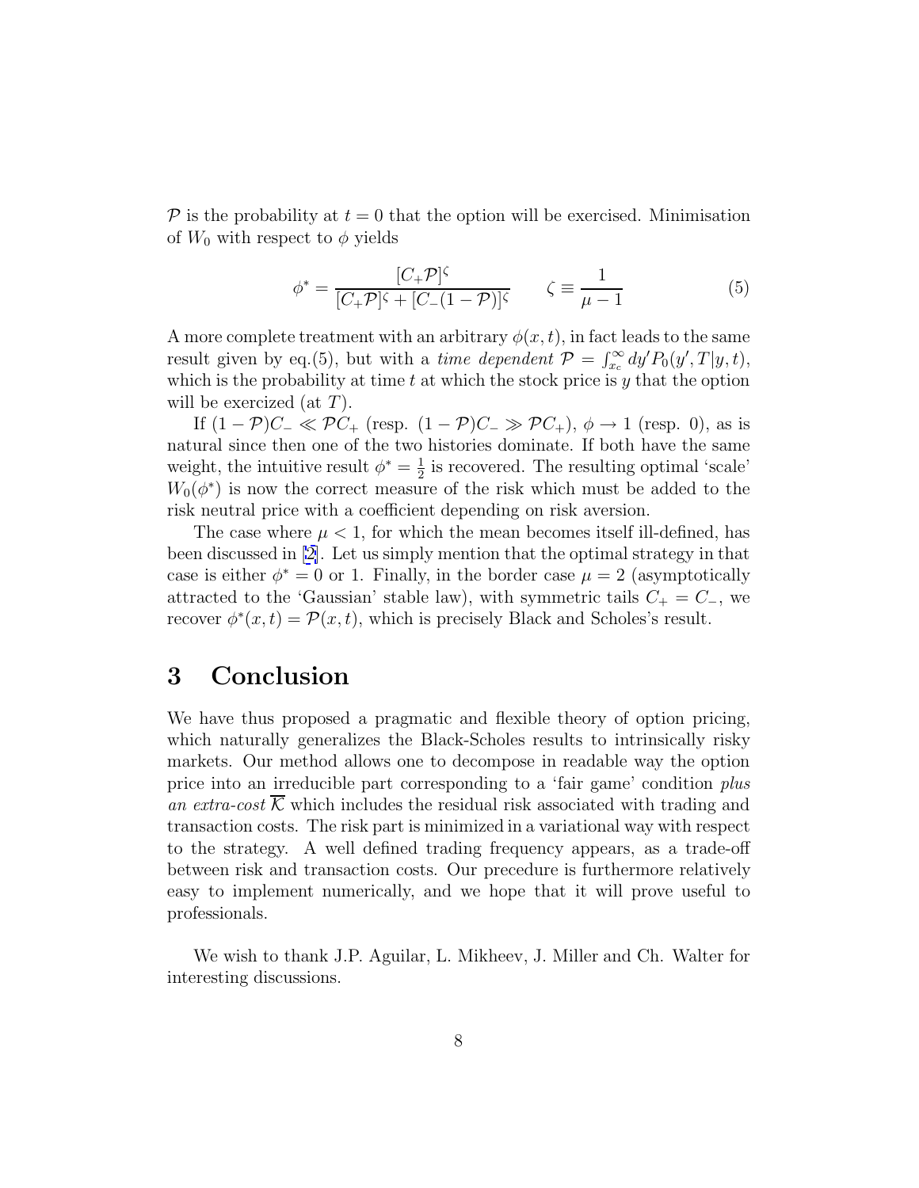$\mathcal{P}$ is the probability at $t = 0$ that the option will be exercised. Minimisation of $W_0$ with respect to $\phi$ yields

$$\phi^* = \frac{[C_+\mathcal{P}]^\zeta}{[C_+\mathcal{P}]^\zeta + [C_-(1-\mathcal{P})]^\zeta} \qquad \zeta \equiv \frac{1}{\mu - 1} \tag{5}$$

A more complete treatment with an arbitrary $\phi(x,t)$, in fact leads to the same result given by eq.(5), but with a *time dependent* $\mathcal{P} = \int_{x_c}^{\infty} dy' P_0(y', T|y, t)$, which is the probability at time $t$ at which the stock price is $y$ that the option will be exercized (at $T$).

If $(1-\mathcal{P})C_- \ll \mathcal{P}C_+$ (resp. $(1-\mathcal{P})C_- \gg \mathcal{P}C_+$), $\phi \to 1$ (resp. 0), as is natural since then one of the two histories dominate. If both have the same weight, the intuitive result $\phi^* = \frac{1}{2}$ is recovered. The resulting optimal 'scale' $W_0(\phi^*)$ is now the correct measure of the risk which must be added to the risk neutral price with a coefficient depending on risk aversion.

The case where $\mu < 1$, for which the mean becomes itself ill-defined, has been discussed in [2]. Let us simply mention that the optimal strategy in that case is either $\phi^* = 0$ or 1. Finally, in the border case $\mu = 2$ (asymptotically attracted to the 'Gaussian' stable law), with symmetric tails $C_+ = C_-$, we recover $\phi^*(x,t) = \mathcal{P}(x,t)$, which is precisely Black and Scholes's result.

# 3 Conclusion

We have thus proposed a pragmatic and flexible theory of option pricing, which naturally generalizes the Black-Scholes results to intrinsically risky markets. Our method allows one to decompose in readable way the option price into an irreducible part corresponding to a 'fair game' condition *plus an extra-cost* $\overline{\mathcal{K}}$ which includes the residual risk associated with trading and transaction costs. The risk part is minimized in a variational way with respect to the strategy. A well defined trading frequency appears, as a trade-off between risk and transaction costs. Our precedure is furthermore relatively easy to implement numerically, and we hope that it will prove useful to professionals.

We wish to thank J.P. Aguilar, L. Mikheev, J. Miller and Ch. Walter for interesting discussions.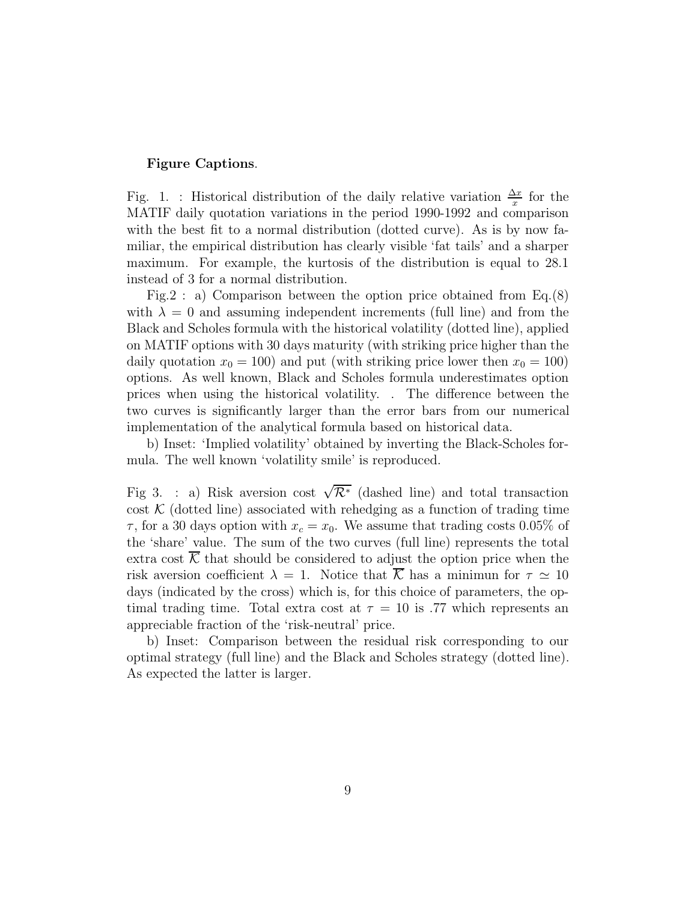**Figure Captions**.

Fig. 1. : Historical distribution of the daily relative variation $\frac{\Delta x}{x}$ for the MATIF daily quotation variations in the period 1990-1992 and comparison with the best fit to a normal distribution (dotted curve). As is by now familiar, the empirical distribution has clearly visible 'fat tails' and a sharper maximum. For example, the kurtosis of the distribution is equal to 28.1 instead of 3 for a normal distribution.

Fig.2 : a) Comparison between the option price obtained from Eq.(8) with $\lambda = 0$ and assuming independent increments (full line) and from the Black and Scholes formula with the historical volatility (dotted line), applied on MATIF options with 30 days maturity (with striking price higher than the daily quotation $x_0 = 100$) and put (with striking price lower then $x_0 = 100$) options. As well known, Black and Scholes formula underestimates option prices when using the historical volatility. . The difference between the two curves is significantly larger than the error bars from our numerical implementation of the analytical formula based on historical data.

b) Inset: 'Implied volatility' obtained by inverting the Black-Scholes formula. The well known 'volatility smile' is reproduced.

Fig 3. : a) Risk aversion cost $\sqrt{\mathcal{R}^*}$ (dashed line) and total transaction cost $\mathcal{K}$ (dotted line) associated with rehedging as a function of trading time $\tau$, for a 30 days option with $x_c = x_0$. We assume that trading costs 0.05% of the 'share' value. The sum of the two curves (full line) represents the total extra cost $\overline{\mathcal{K}}$ that should be considered to adjust the option price when the risk aversion coefficient $\lambda = 1$. Notice that $\overline{\mathcal{K}}$ has a minimun for $\tau \simeq 10$ days (indicated by the cross) which is, for this choice of parameters, the optimal trading time. Total extra cost at $\tau = 10$ is .77 which represents an appreciable fraction of the 'risk-neutral' price.

b) Inset: Comparison between the residual risk corresponding to our optimal strategy (full line) and the Black and Scholes strategy (dotted line). As expected the latter is larger.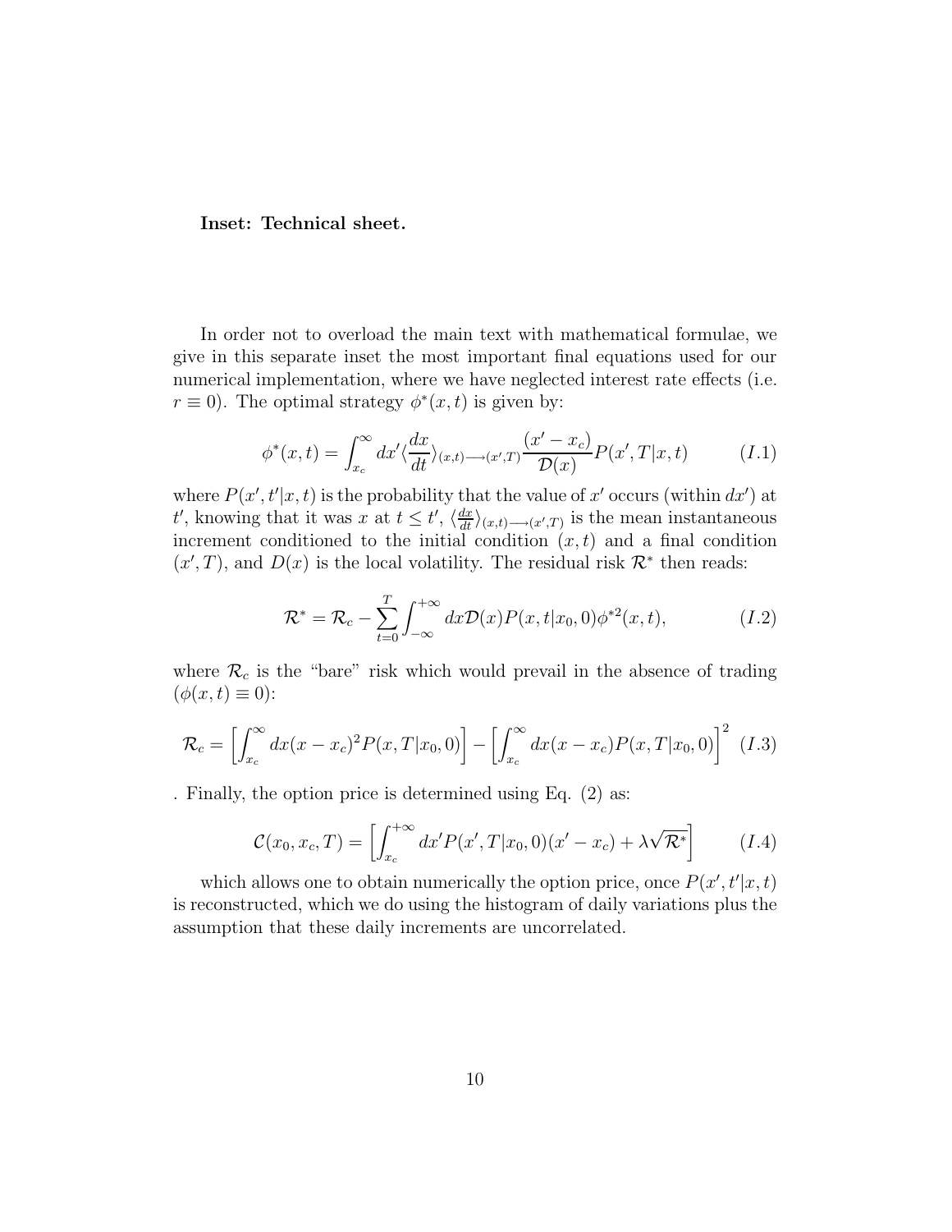**Inset: Technical sheet.**

In order not to overload the main text with mathematical formulae, we give in this separate inset the most important final equations used for our numerical implementation, where we have neglected interest rate effects (i.e. $r \equiv 0$). The optimal strategy $\phi^*(x,t)$ is given by:

$$\phi^*(x,t) = \int_{x_c}^{\infty} dx' \langle \frac{dx}{dt} \rangle_{(x,t) \longrightarrow (x',T)} \frac{(x'-x_c)}{\mathcal{D}(x)} P(x',T|x,t) \qquad (I.1)$$

where $P(x',t'|x,t)$ is the probability that the value of $x'$ occurs (within $dx'$) at $t'$, knowing that it was $x$ at $t \leq t'$, $\langle \frac{dx}{dt} \rangle_{(x,t) \longrightarrow (x',T)}$ is the mean instantaneous increment conditioned to the initial condition $(x,t)$ and a final condition $(x',T)$, and $D(x)$ is the local volatility. The residual risk $\mathcal{R}^*$ then reads:

$$\mathcal{R}^* = \mathcal{R}_c - \sum_{t=0}^{T} \int_{-\infty}^{+\infty} dx \mathcal{D}(x) P(x,t|x_0,0) \phi^{*2}(x,t), \qquad (I.2)$$

where $\mathcal{R}_c$ is the "bare" risk which would prevail in the absence of trading $(\phi(x,t) \equiv 0)$:

$$\mathcal{R}_c = \left[ \int_{x_c}^{\infty} dx (x-x_c)^2 P(x,T|x_0,0) \right] - \left[ \int_{x_c}^{\infty} dx (x-x_c) P(x,T|x_0,0) \right]^2 \quad (I.3)$$

. Finally, the option price is determined using Eq. (2) as:

$$\mathcal{C}(x_0,x_c,T) = \left[ \int_{x_c}^{+\infty} dx' P(x',T|x_0,0)(x'-x_c) + \lambda \sqrt{\mathcal{R}^*} \right] \qquad (I.4)$$

which allows one to obtain numerically the option price, once $P(x',t'|x,t)$ is reconstructed, which we do using the histogram of daily variations plus the assumption that these daily increments are uncorrelated.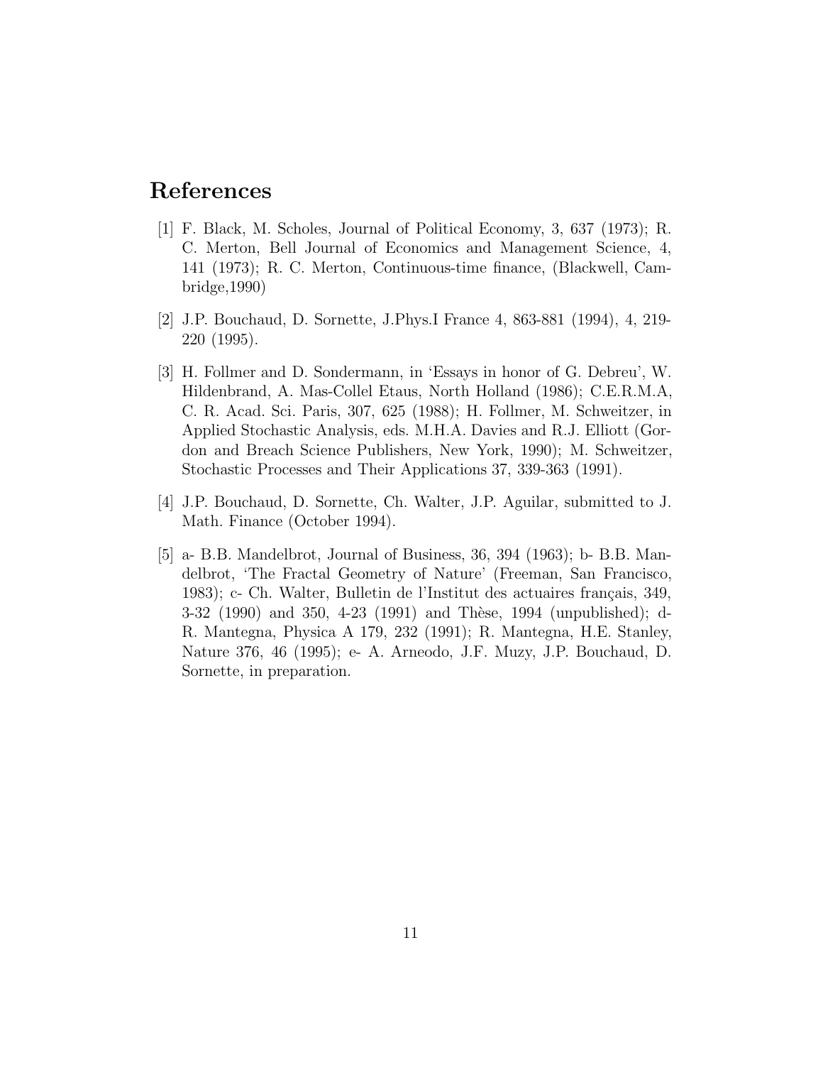## References

[1] F. Black, M. Scholes, Journal of Political Economy, 3, 637 (1973); R. C. Merton, Bell Journal of Economics and Management Science, 4, 141 (1973); R. C. Merton, Continuous-time finance, (Blackwell, Cambridge,1990)

[2] J.P. Bouchaud, D. Sornette, J.Phys.I France 4, 863-881 (1994), 4, 219-220 (1995).

[3] H. Follmer and D. Sondermann, in 'Essays in honor of G. Debreu', W. Hildenbrand, A. Mas-Collel Etaus, North Holland (1986); C.E.R.M.A, C. R. Acad. Sci. Paris, 307, 625 (1988); H. Follmer, M. Schweitzer, in Applied Stochastic Analysis, eds. M.H.A. Davies and R.J. Elliott (Gordon and Breach Science Publishers, New York, 1990); M. Schweitzer, Stochastic Processes and Their Applications 37, 339-363 (1991).

[4] J.P. Bouchaud, D. Sornette, Ch. Walter, J.P. Aguilar, submitted to J. Math. Finance (October 1994).

[5] a- B.B. Mandelbrot, Journal of Business, 36, 394 (1963); b- B.B. Mandelbrot, 'The Fractal Geometry of Nature' (Freeman, San Francisco, 1983); c- Ch. Walter, Bulletin de l'Institut des actuaires français, 349, 3-32 (1990) and 350, 4-23 (1991) and Thèse, 1994 (unpublished); d- R. Mantegna, Physica A 179, 232 (1991); R. Mantegna, H.E. Stanley, Nature 376, 46 (1995); e- A. Arneodo, J.F. Muzy, J.P. Bouchaud, D. Sornette, in preparation.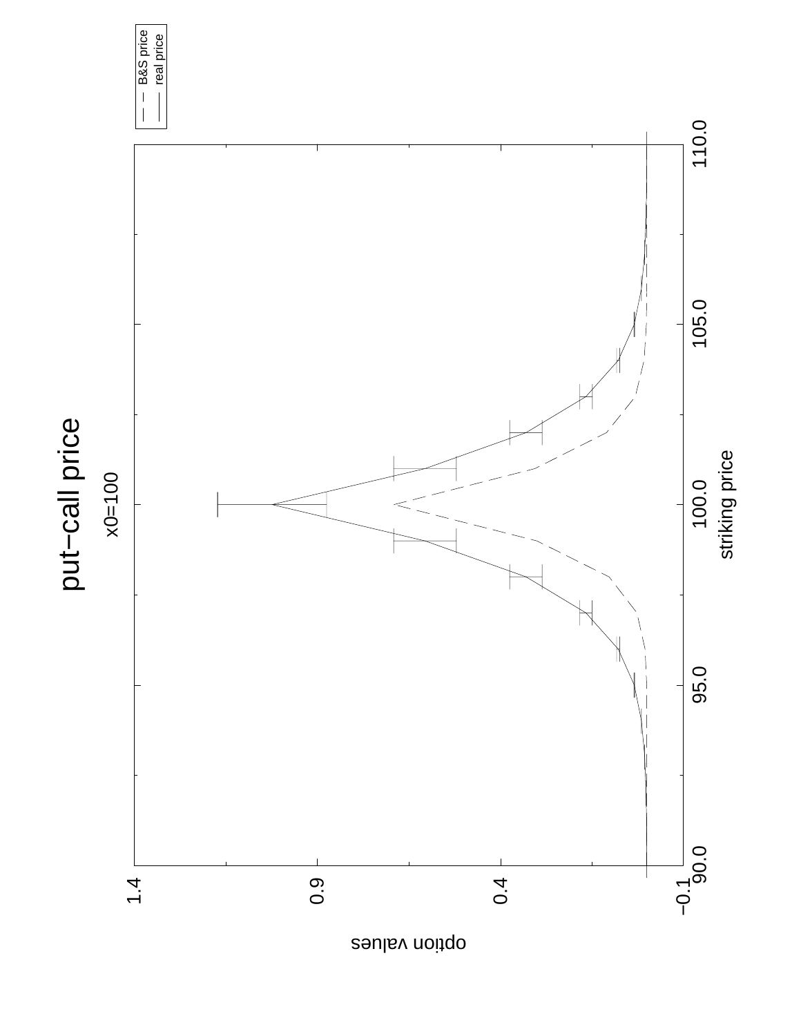# put–call price

x0=100

B&S price
real price

option values

1.4
0.9
0.4
−0.1

striking price

90.0
95.0
100.0
105.0
110.0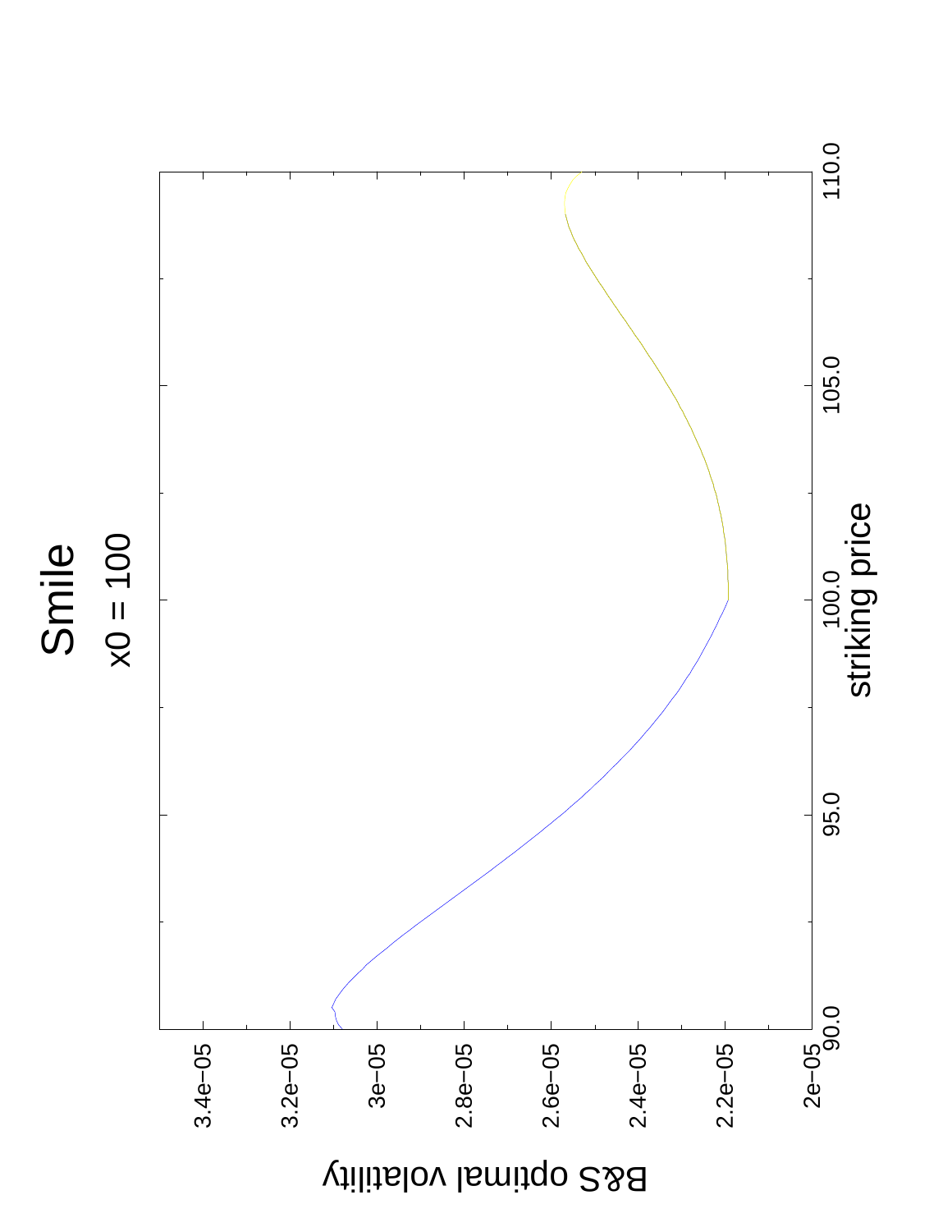# Smile

$x0 = 100$

B&S optimal volatility

striking price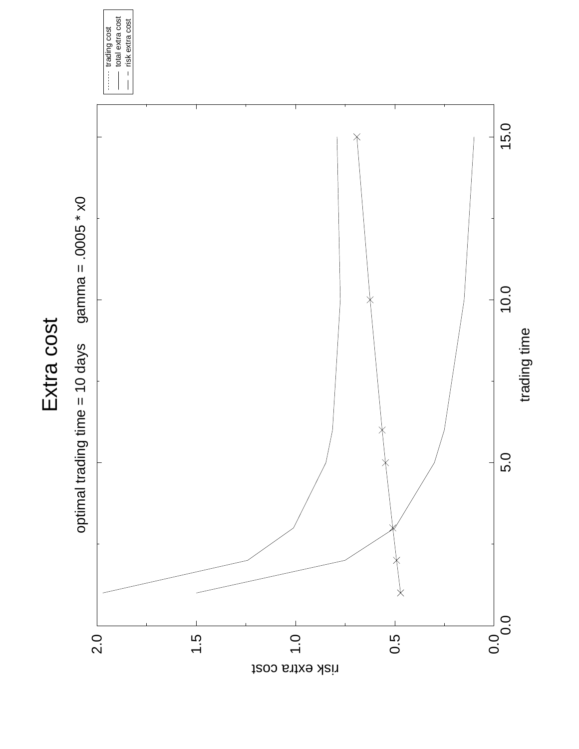# Extra cost

optimal trading time = 10 days     gamma = .0005 * x0

trading cost
total extra cost
risk extra cost

risk extra cost

trading time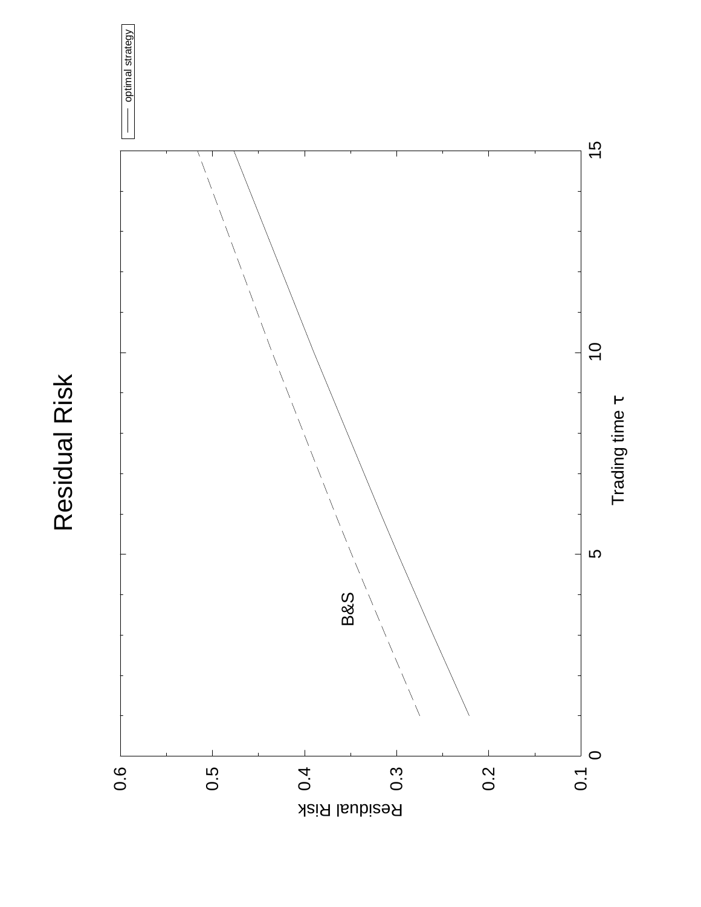# Residual Risk

| | |
|---|---|
| Residual Risk | 0.1, 0.2, 0.3, 0.4, 0.5, 0.6 |
| Trading time $\tau$ | 0, 5, 10, 15 |

—— optimal strategy

B&S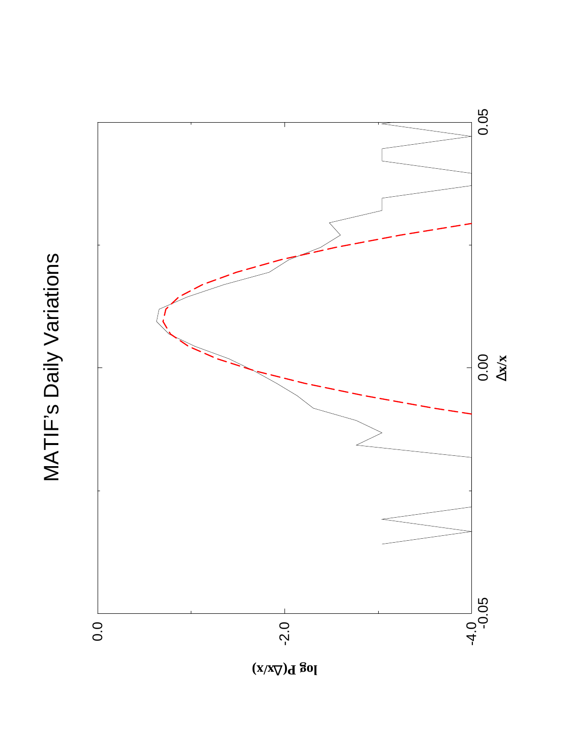MATIF's Daily Variations

0.0

-2.0

-4.0

log P(Δx/x)

-0.05

0.00

0.05

Δx/x